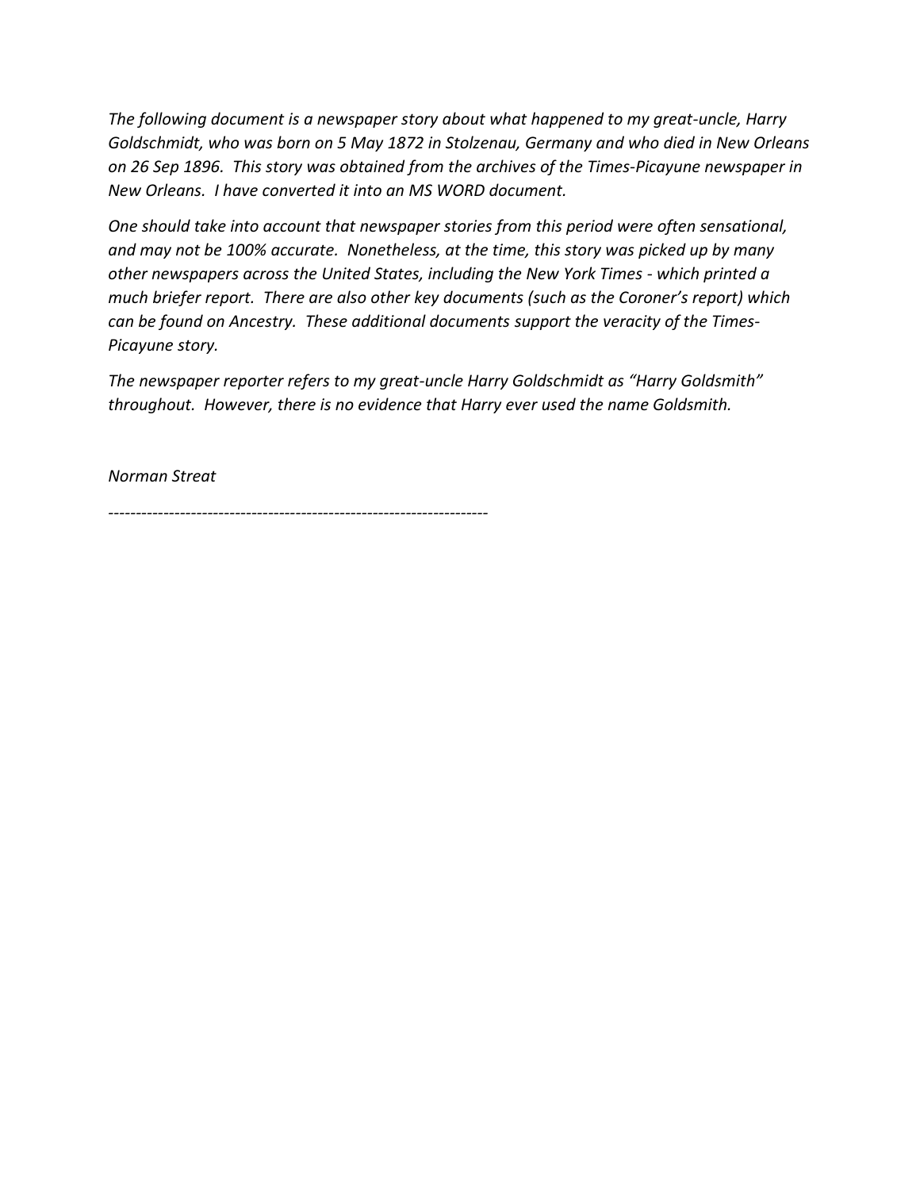*The following document is a newspaper story about what happened to my great-uncle, Harry Goldschmidt, who was born on 5 May 1872 in Stolzenau, Germany and who died in New Orleans on 26 Sep 1896. This story was obtained from the archives of the Times-Picayune newspaper in New Orleans. I have converted it into an MS WORD document.*

*One should take into account that newspaper stories from this period were often sensational, and may not be 100% accurate. Nonetheless, at the time, this story was picked up by many other newspapers across the United States, including the New York Times - which printed a much briefer report. There are also other key documents (such as the Coroner's report) which can be found on Ancestry. These additional documents support the veracity of the Times-Picayune story.*

*The newspaper reporter refers to my great-uncle Harry Goldschmidt as "Harry Goldsmith" throughout. However, there is no evidence that Harry ever used the name Goldsmith.*

*Norman Streat*

*---------------------------------------------------------------------*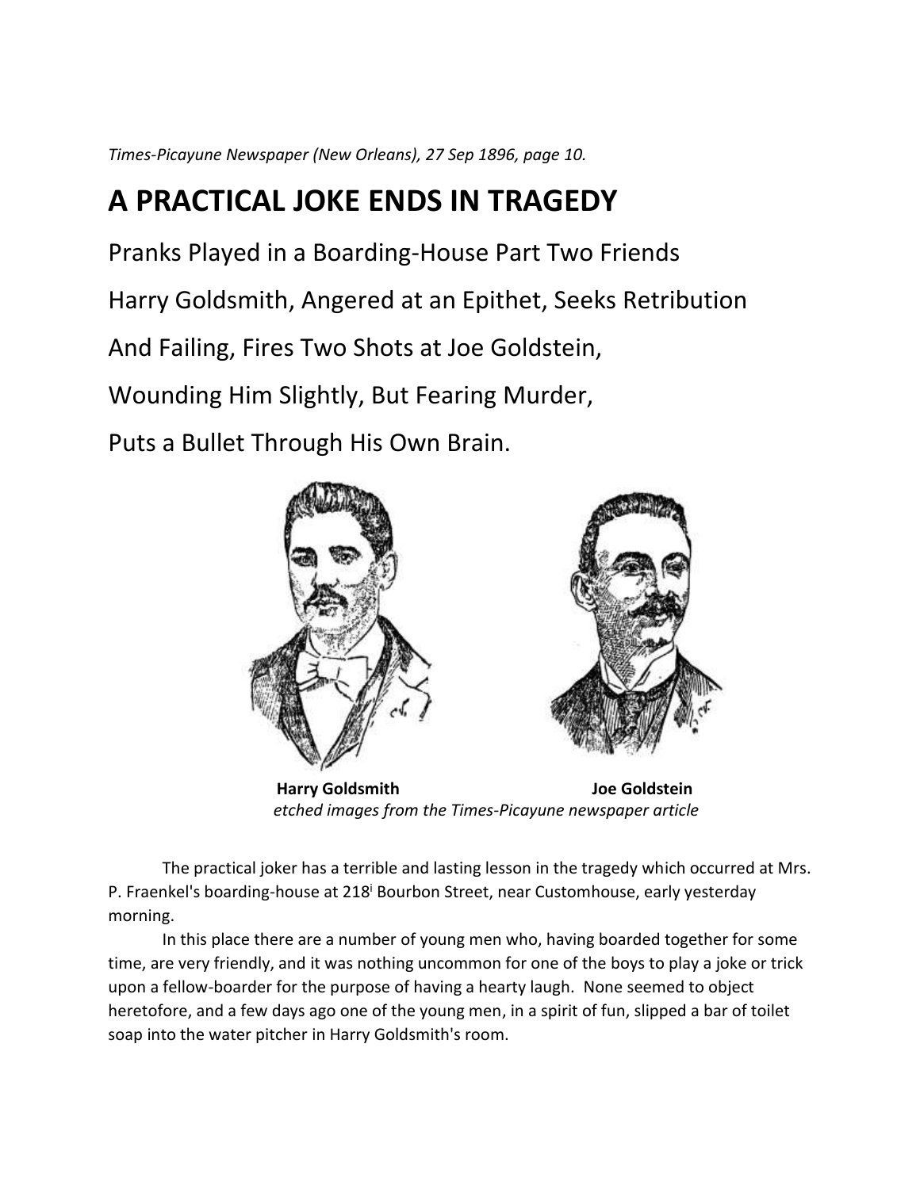*Times-Picayune Newspaper (New Orleans), 27 Sep 1896, page 10.*

# A PRACTICAL JOKE ENDS IN TRAGEDY

Pranks Played in a Boarding-House Part Two Friends

Harry Goldsmith, Angered at an Epithet, Seeks Retribution

And Failing, Fires Two Shots at Joe Goldstein,

Wounding Him Slightly, But Fearing Murder,

Puts a Bullet Through His Own Brain.

**Harry Goldsmith** **Joe Goldstein**

*etched images from the Times-Picayune newspaper article*

The practical joker has a terrible and lasting lesson in the tragedy which occurred at Mrs. P. Fraenkel's boarding-house at 218[i] Bourbon Street, near Customhouse, early yesterday morning.

In this place there are a number of young men who, having boarded together for some time, are very friendly, and it was nothing uncommon for one of the boys to play a joke or trick upon a fellow-boarder for the purpose of having a hearty laugh. None seemed to object heretofore, and a few days ago one of the young men, in a spirit of fun, slipped a bar of toilet soap into the water pitcher in Harry Goldsmith's room.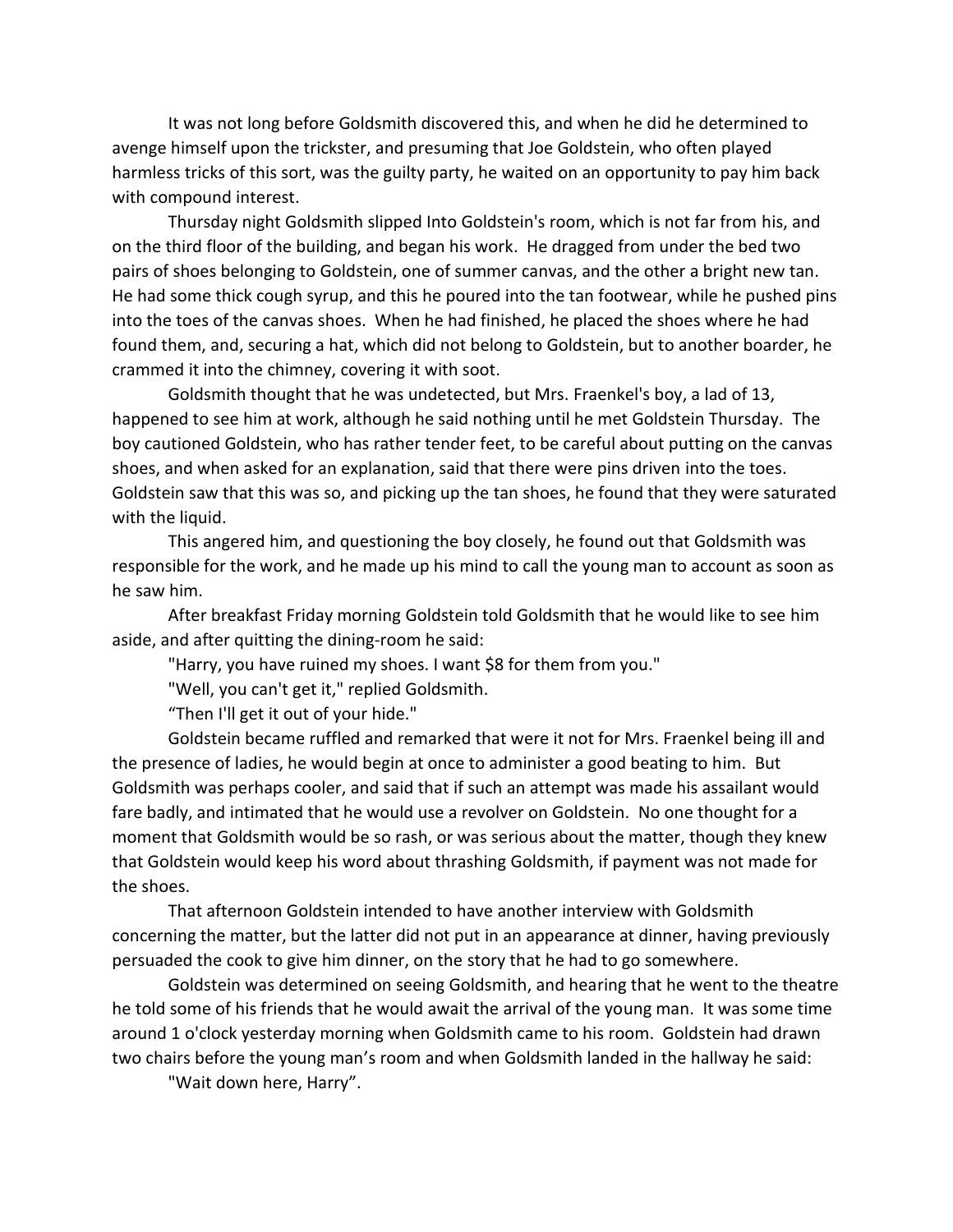It was not long before Goldsmith discovered this, and when he did he determined to avenge himself upon the trickster, and presuming that Joe Goldstein, who often played harmless tricks of this sort, was the guilty party, he waited on an opportunity to pay him back with compound interest.

Thursday night Goldsmith slipped Into Goldstein's room, which is not far from his, and on the third floor of the building, and began his work. He dragged from under the bed two pairs of shoes belonging to Goldstein, one of summer canvas, and the other a bright new tan. He had some thick cough syrup, and this he poured into the tan footwear, while he pushed pins into the toes of the canvas shoes. When he had finished, he placed the shoes where he had found them, and, securing a hat, which did not belong to Goldstein, but to another boarder, he crammed it into the chimney, covering it with soot.

Goldsmith thought that he was undetected, but Mrs. Fraenkel's boy, a lad of 13, happened to see him at work, although he said nothing until he met Goldstein Thursday. The boy cautioned Goldstein, who has rather tender feet, to be careful about putting on the canvas shoes, and when asked for an explanation, said that there were pins driven into the toes. Goldstein saw that this was so, and picking up the tan shoes, he found that they were saturated with the liquid.

This angered him, and questioning the boy closely, he found out that Goldsmith was responsible for the work, and he made up his mind to call the young man to account as soon as he saw him.

After breakfast Friday morning Goldstein told Goldsmith that he would like to see him aside, and after quitting the dining-room he said:

"Harry, you have ruined my shoes. I want $8 for them from you."

"Well, you can't get it," replied Goldsmith.

"Then I'll get it out of your hide."

Goldstein became ruffled and remarked that were it not for Mrs. Fraenkel being ill and the presence of ladies, he would begin at once to administer a good beating to him. But Goldsmith was perhaps cooler, and said that if such an attempt was made his assailant would fare badly, and intimated that he would use a revolver on Goldstein. No one thought for a moment that Goldsmith would be so rash, or was serious about the matter, though they knew that Goldstein would keep his word about thrashing Goldsmith, if payment was not made for the shoes.

That afternoon Goldstein intended to have another interview with Goldsmith concerning the matter, but the latter did not put in an appearance at dinner, having previously persuaded the cook to give him dinner, on the story that he had to go somewhere.

Goldstein was determined on seeing Goldsmith, and hearing that he went to the theatre he told some of his friends that he would await the arrival of the young man. It was some time around 1 o'clock yesterday morning when Goldsmith came to his room. Goldstein had drawn two chairs before the young man's room and when Goldsmith landed in the hallway he said:

"Wait down here, Harry".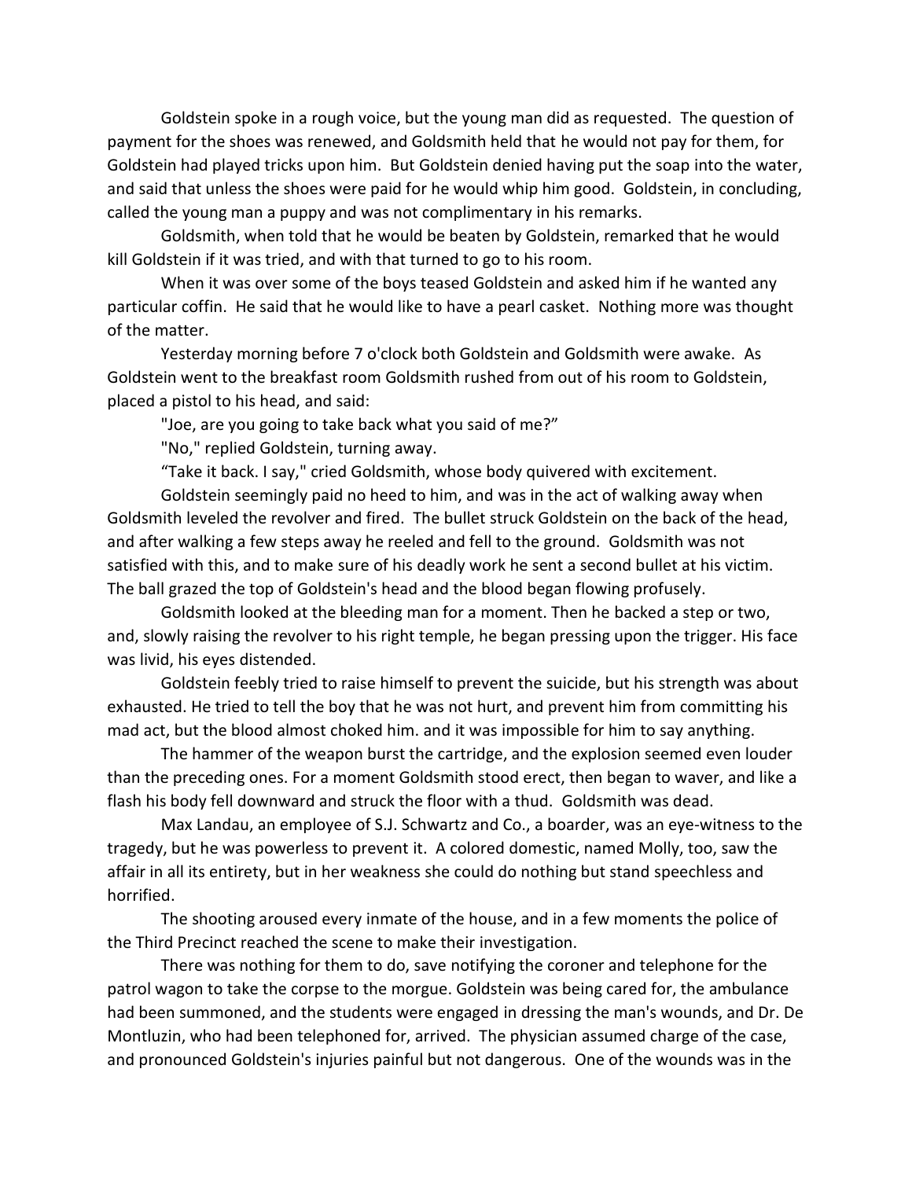Goldstein spoke in a rough voice, but the young man did as requested. The question of payment for the shoes was renewed, and Goldsmith held that he would not pay for them, for Goldstein had played tricks upon him. But Goldstein denied having put the soap into the water, and said that unless the shoes were paid for he would whip him good. Goldstein, in concluding, called the young man a puppy and was not complimentary in his remarks.

Goldsmith, when told that he would be beaten by Goldstein, remarked that he would kill Goldstein if it was tried, and with that turned to go to his room.

When it was over some of the boys teased Goldstein and asked him if he wanted any particular coffin. He said that he would like to have a pearl casket. Nothing more was thought of the matter.

Yesterday morning before 7 o'clock both Goldstein and Goldsmith were awake. As Goldstein went to the breakfast room Goldsmith rushed from out of his room to Goldstein, placed a pistol to his head, and said:

"Joe, are you going to take back what you said of me?"

"No," replied Goldstein, turning away.

"Take it back. I say," cried Goldsmith, whose body quivered with excitement.

Goldstein seemingly paid no heed to him, and was in the act of walking away when Goldsmith leveled the revolver and fired. The bullet struck Goldstein on the back of the head, and after walking a few steps away he reeled and fell to the ground. Goldsmith was not satisfied with this, and to make sure of his deadly work he sent a second bullet at his victim. The ball grazed the top of Goldstein's head and the blood began flowing profusely.

Goldsmith looked at the bleeding man for a moment. Then he backed a step or two, and, slowly raising the revolver to his right temple, he began pressing upon the trigger. His face was livid, his eyes distended.

Goldstein feebly tried to raise himself to prevent the suicide, but his strength was about exhausted. He tried to tell the boy that he was not hurt, and prevent him from committing his mad act, but the blood almost choked him. and it was impossible for him to say anything.

The hammer of the weapon burst the cartridge, and the explosion seemed even louder than the preceding ones. For a moment Goldsmith stood erect, then began to waver, and like a flash his body fell downward and struck the floor with a thud. Goldsmith was dead.

Max Landau, an employee of S.J. Schwartz and Co., a boarder, was an eye-witness to the tragedy, but he was powerless to prevent it. A colored domestic, named Molly, too, saw the affair in all its entirety, but in her weakness she could do nothing but stand speechless and horrified.

The shooting aroused every inmate of the house, and in a few moments the police of the Third Precinct reached the scene to make their investigation.

There was nothing for them to do, save notifying the coroner and telephone for the patrol wagon to take the corpse to the morgue. Goldstein was being cared for, the ambulance had been summoned, and the students were engaged in dressing the man's wounds, and Dr. De Montluzin, who had been telephoned for, arrived. The physician assumed charge of the case, and pronounced Goldstein's injuries painful but not dangerous. One of the wounds was in the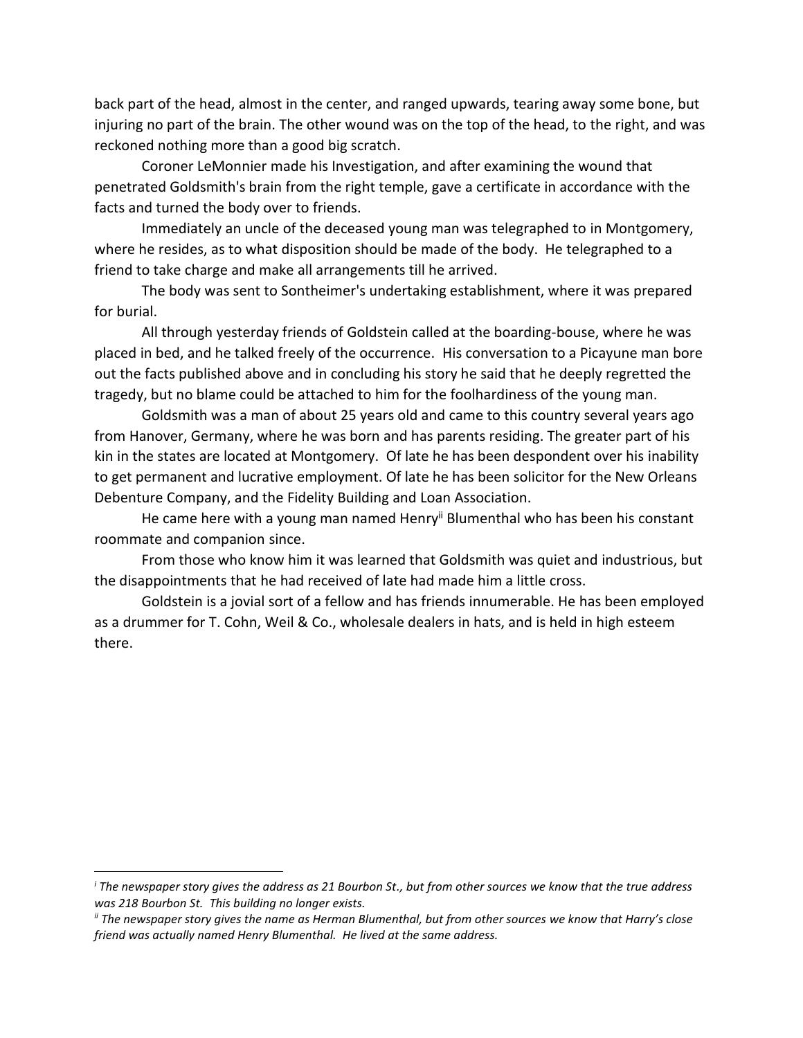back part of the head, almost in the center, and ranged upwards, tearing away some bone, but injuring no part of the brain. The other wound was on the top of the head, to the right, and was reckoned nothing more than a good big scratch.

Coroner LeMonnier made his Investigation, and after examining the wound that penetrated Goldsmith's brain from the right temple, gave a certificate in accordance with the facts and turned the body over to friends.

Immediately an uncle of the deceased young man was telegraphed to in Montgomery, where he resides, as to what disposition should be made of the body. He telegraphed to a friend to take charge and make all arrangements till he arrived.

The body was sent to Sontheimer's undertaking establishment, where it was prepared for burial.

All through yesterday friends of Goldstein called at the boarding-bouse, where he was placed in bed, and he talked freely of the occurrence. His conversation to a Picayune man bore out the facts published above and in concluding his story he said that he deeply regretted the tragedy, but no blame could be attached to him for the foolhardiness of the young man.

Goldsmith was a man of about 25 years old and came to this country several years ago from Hanover, Germany, where he was born and has parents residing. The greater part of his kin in the states are located at Montgomery. Of late he has been despondent over his inability to get permanent and lucrative employment. Of late he has been solicitor for the New Orleans Debenture Company, and the Fidelity Building and Loan Association.

He came here with a young man named Henry[ii] Blumenthal who has been his constant roommate and companion since.

From those who know him it was learned that Goldsmith was quiet and industrious, but the disappointments that he had received of late had made him a little cross.

Goldstein is a jovial sort of a fellow and has friends innumerable. He has been employed as a drummer for T. Cohn, Weil & Co., wholesale dealers in hats, and is held in high esteem there.

---

[i] *The newspaper story gives the address as 21 Bourbon St., but from other sources we know that the true address was 218 Bourbon St. This building no longer exists.*

[ii] *The newspaper story gives the name as Herman Blumenthal, but from other sources we know that Harry's close friend was actually named Henry Blumenthal. He lived at the same address.*